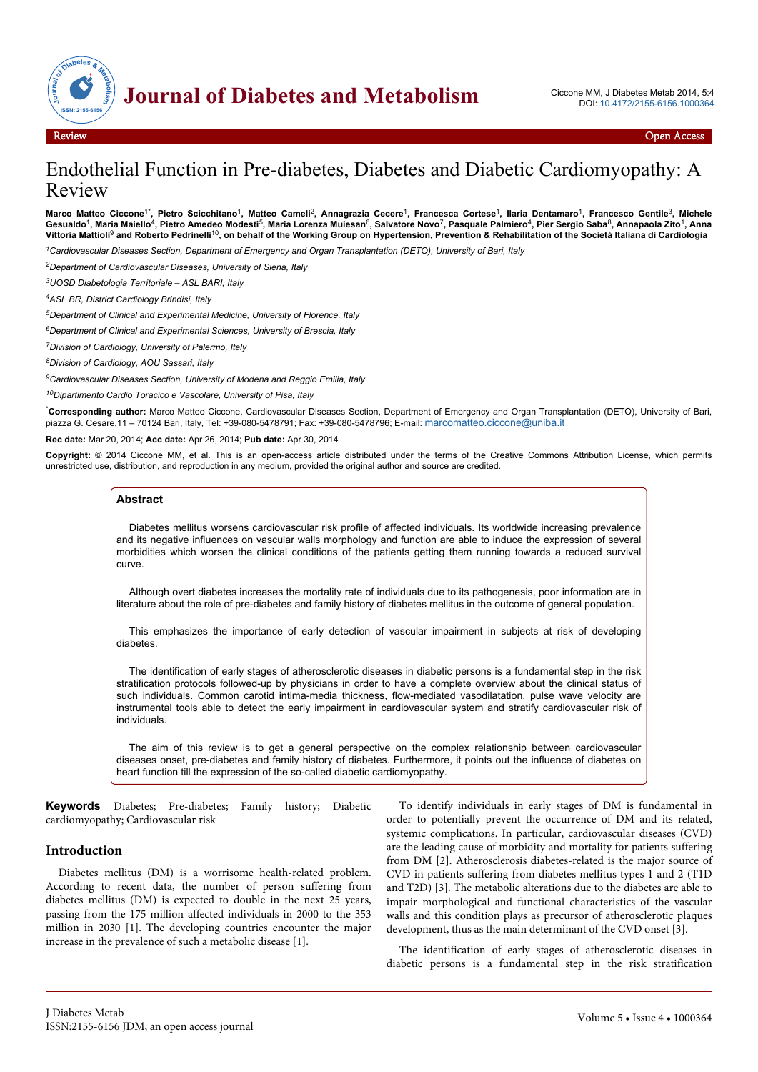Review | Open Access

# Endothelial Function in Pre-diabetes, Diabetes and Diabetic Cardiomyopathy: A Review

**Marco Matteo Ciccone[1*], Pietro Scicchitano[1], Matteo Cameli[2], Annagrazia Cecere[1], Francesca Cortese[1], Ilaria Dentamaro[1], Francesco Gentile[3], Michele Gesualdo[1], Maria Maiello[4], Pietro Amedeo Modesti[5], Maria Lorenza Muiesan[6], Salvatore Novo[7], Pasquale Palmiero[4], Pier Sergio Saba[8], Annapaola Zito[1], Anna Vittoria Mattioli[9] and Roberto Pedrinelli[10], on behalf of the Working Group on Hypertension, Prevention & Rehabilitation of the Società Italiana di Cardiologia**

[1]*Cardiovascular Diseases Section, Department of Emergency and Organ Transplantation (DETO), University of Bari, Italy*

[2]*Department of Cardiovascular Diseases, University of Siena, Italy*

[3]*UOSD Diabetologia Territoriale – ASL BARI, Italy*

[4]*ASL BR, District Cardiology Brindisi, Italy*

[5]*Department of Clinical and Experimental Medicine, University of Florence, Italy*

[6]*Department of Clinical and Experimental Sciences, University of Brescia, Italy*

[7]*Division of Cardiology, University of Palermo, Italy*

[8]*Division of Cardiology, AOU Sassari, Italy*

[9]*Cardiovascular Diseases Section, University of Modena and Reggio Emilia, Italy*

[10]*Dipartimento Cardio Toracico e Vascolare, University of Pisa, Italy*

[*]**Corresponding author:** Marco Matteo Ciccone, Cardiovascular Diseases Section, Department of Emergency and Organ Transplantation (DETO), University of Bari, piazza G. Cesare,11 – 70124 Bari, Italy, Tel: +39-080-5478791; Fax: +39-080-5478796; E-mail: marcomatteo.ciccone@uniba.it

**Rec date:** Mar 20, 2014; **Acc date:** Apr 26, 2014; **Pub date:** Apr 30, 2014

**Copyright:** © 2014 Ciccone MM, et al. This is an open-access article distributed under the terms of the Creative Commons Attribution License, which permits unrestricted use, distribution, and reproduction in any medium, provided the original author and source are credited.

## Abstract

Diabetes mellitus worsens cardiovascular risk profile of affected individuals. Its worldwide increasing prevalence and its negative influences on vascular walls morphology and function are able to induce the expression of several morbidities which worsen the clinical conditions of the patients getting them running towards a reduced survival curve.

Although overt diabetes increases the mortality rate of individuals due to its pathogenesis, poor information are in literature about the role of pre-diabetes and family history of diabetes mellitus in the outcome of general population.

This emphasizes the importance of early detection of vascular impairment in subjects at risk of developing diabetes.

The identification of early stages of atherosclerotic diseases in diabetic persons is a fundamental step in the risk stratification protocols followed-up by physicians in order to have a complete overview about the clinical status of such individuals. Common carotid intima-media thickness, flow-mediated vasodilatation, pulse wave velocity are instrumental tools able to detect the early impairment in cardiovascular system and stratify cardiovascular risk of individuals.

The aim of this review is to get a general perspective on the complex relationship between cardiovascular diseases onset, pre-diabetes and family history of diabetes. Furthermore, it points out the influence of diabetes on heart function till the expression of the so-called diabetic cardiomyopathy.

**Keywords** Diabetes; Pre-diabetes; Family history; Diabetic cardiomyopathy; Cardiovascular risk

## Introduction

Diabetes mellitus (DM) is a worrisome health-related problem. According to recent data, the number of person suffering from diabetes mellitus (DM) is expected to double in the next 25 years, passing from the 175 million affected individuals in 2000 to the 353 million in 2030 [1]. The developing countries encounter the major increase in the prevalence of such a metabolic disease [1].

To identify individuals in early stages of DM is fundamental in order to potentially prevent the occurrence of DM and its related, systemic complications. In particular, cardiovascular diseases (CVD) are the leading cause of morbidity and mortality for patients suffering from DM [2]. Atherosclerosis diabetes-related is the major source of CVD in patients suffering from diabetes mellitus types 1 and 2 (T1D and T2D) [3]. The metabolic alterations due to the diabetes are able to impair morphological and functional characteristics of the vascular walls and this condition plays as precursor of atherosclerotic plaques development, thus as the main determinant of the CVD onset [3].

The identification of early stages of atherosclerotic diseases in diabetic persons is a fundamental step in the risk stratification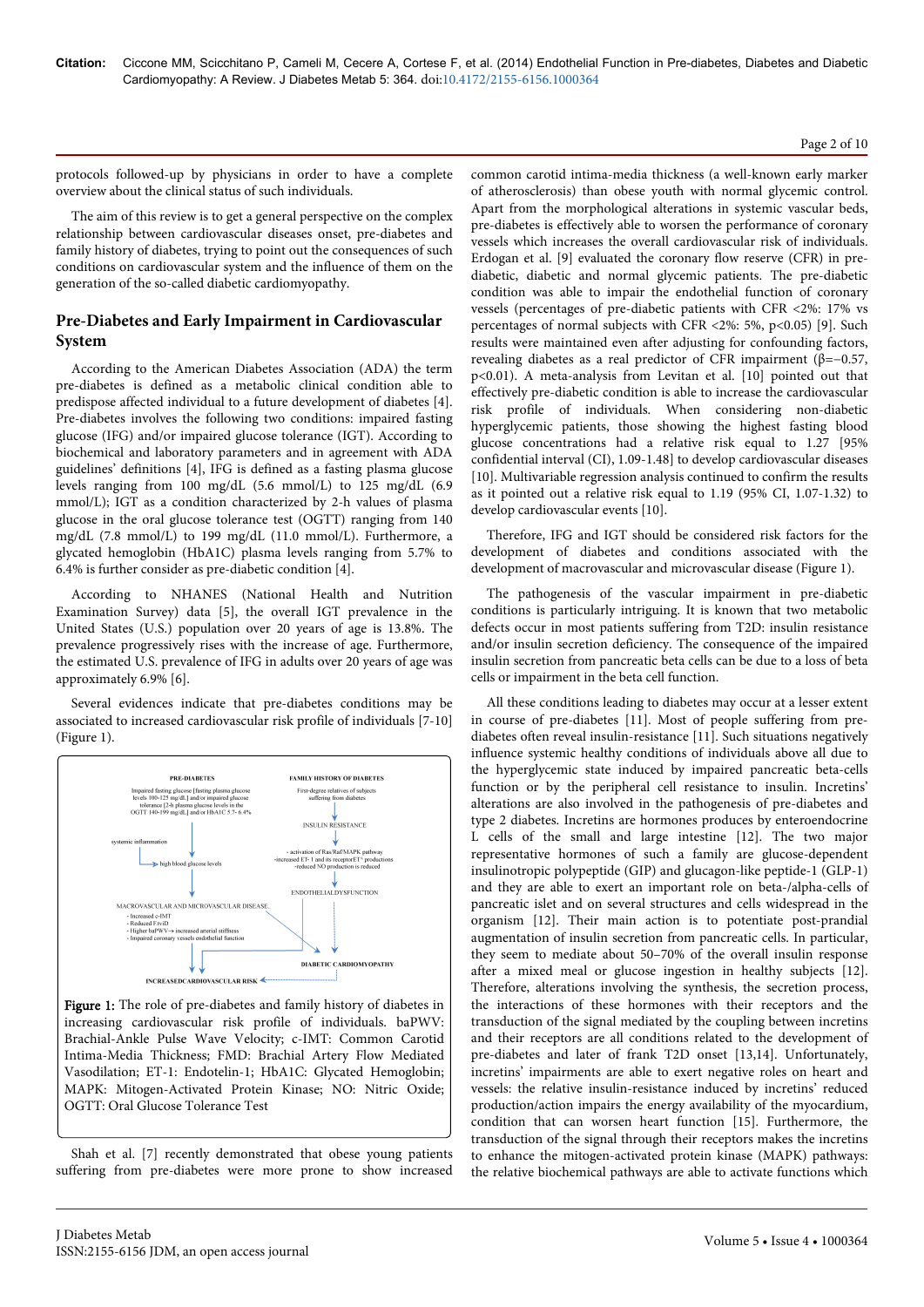protocols followed-up by physicians in order to have a complete overview about the clinical status of such individuals.

The aim of this review is to get a general perspective on the complex relationship between cardiovascular diseases onset, pre-diabetes and family history of diabetes, trying to point out the consequences of such conditions on cardiovascular system and the influence of them on the generation of the so-called diabetic cardiomyopathy.

## Pre-Diabetes and Early Impairment in Cardiovascular System

According to the American Diabetes Association (ADA) the term pre-diabetes is defined as a metabolic clinical condition able to predispose affected individual to a future development of diabetes [4]. Pre-diabetes involves the following two conditions: impaired fasting glucose (IFG) and/or impaired glucose tolerance (IGT). According to biochemical and laboratory parameters and in agreement with ADA guidelines' definitions [4], IFG is defined as a fasting plasma glucose levels ranging from 100 mg/dL (5.6 mmol/L) to 125 mg/dL (6.9 mmol/L); IGT as a condition characterized by 2-h values of plasma glucose in the oral glucose tolerance test (OGTT) ranging from 140 mg/dL (7.8 mmol/L) to 199 mg/dL (11.0 mmol/L). Furthermore, a glycated hemoglobin (HbA1C) plasma levels ranging from 5.7% to 6.4% is further consider as pre-diabetic condition [4].

According to NHANES (National Health and Nutrition Examination Survey) data [5], the overall IGT prevalence in the United States (U.S.) population over 20 years of age is 13.8%. The prevalence progressively rises with the increase of age. Furthermore, the estimated U.S. prevalence of IFG in adults over 20 years of age was approximately 6.9% [6].

Several evidences indicate that pre-diabetes conditions may be associated to increased cardiovascular risk profile of individuals [7-10] (Figure 1).

PRE-DIABETES

Impaired fasting glucose [fasting plasma glucose levels 100-125 mg/dL] and/or impaired glucose tolerance [2-h plasma glucose levels in the OGTT 140-199 mg/dL] and/or HbA1C 5.7- 6.4%

systemic inflammation

high blood glucose levels

FAMILY HISTORY OF DIABETES

First-degree relatives of subjects suffering from diabetes

INSULIN RESISTANCE

- activation of Ras/Raf/MAPK pathway
- increased ET- 1 and its receptorET^ productions
- reduced NO production is reduced

ENDOTHELIALDYSFUNCTION

MACROVASCULAR AND MICROVASCULAR DISEASE.

- Increased c-IMT
- Reduced FmD
- Higher baPWV→ increased arterial stiffness
- Impaired coronary vessels endothelial function

DIABETIC CARDIOMYOPATHY

INCREASEDCARDIOVASCULAR RISK

**Figure 1:** The role of pre-diabetes and family history of diabetes in increasing cardiovascular risk profile of individuals. baPWV: Brachial-Ankle Pulse Wave Velocity; c-IMT: Common Carotid Intima-Media Thickness; FMD: Brachial Artery Flow Mediated Vasodilation; ET-1: Endotelin-1; HbA1C: Glycated Hemoglobin; MAPK: Mitogen-Activated Protein Kinase; NO: Nitric Oxide; OGTT: Oral Glucose Tolerance Test

Shah et al. [7] recently demonstrated that obese young patients suffering from pre-diabetes were more prone to show increased common carotid intima-media thickness (a well-known early marker of atherosclerosis) than obese youth with normal glycemic control. Apart from the morphological alterations in systemic vascular beds, pre-diabetes is effectively able to worsen the performance of coronary vessels which increases the overall cardiovascular risk of individuals. Erdogan et al. [9] evaluated the coronary flow reserve (CFR) in pre-diabetic, diabetic and normal glycemic patients. The pre-diabetic condition was able to impair the endothelial function of coronary vessels (percentages of pre-diabetic patients with CFR <2%: 17% vs percentages of normal subjects with CFR <2%: 5%, $p<0.05$) [9]. Such results were maintained even after adjusting for confounding factors, revealing diabetes as a real predictor of CFR impairment ($\beta=-0.57$, $p<0.01$). A meta-analysis from Levitan et al. [10] pointed out that effectively pre-diabetic condition is able to increase the cardiovascular risk profile of individuals. When considering non-diabetic hyperglycemic patients, those showing the highest fasting blood glucose concentrations had a relative risk equal to 1.27 [95% confidential interval (CI), 1.09-1.48] to develop cardiovascular diseases [10]. Multivariable regression analysis continued to confirm the results as it pointed out a relative risk equal to 1.19 (95% CI, 1.07-1.32) to develop cardiovascular events [10].

Therefore, IFG and IGT should be considered risk factors for the development of diabetes and conditions associated with the development of macrovascular and microvascular disease (Figure 1).

The pathogenesis of the vascular impairment in pre-diabetic conditions is particularly intriguing. It is known that two metabolic defects occur in most patients suffering from T2D: insulin resistance and/or insulin secretion deficiency. The consequence of the impaired insulin secretion from pancreatic beta cells can be due to a loss of beta cells or impairment in the beta cell function.

All these conditions leading to diabetes may occur at a lesser extent in course of pre-diabetes [11]. Most of people suffering from pre-diabetes often reveal insulin-resistance [11]. Such situations negatively influence systemic healthy conditions of individuals above all due to the hyperglycemic state induced by impaired pancreatic beta-cells function or by the peripheral cell resistance to insulin. Incretins' alterations are also involved in the pathogenesis of pre-diabetes and type 2 diabetes. Incretins are hormones produces by enteroendocrine L cells of the small and large intestine [12]. The two major representative hormones of such a family are glucose-dependent insulinotropic polypeptide (GIP) and glucagon-like peptide-1 (GLP-1) and they are able to exert an important role on beta-/alpha-cells of pancreatic islet and on several structures and cells widespread in the organism [12]. Their main action is to potentiate post-prandial augmentation of insulin secretion from pancreatic cells. In particular, they seem to mediate about 50–70% of the overall insulin response after a mixed meal or glucose ingestion in healthy subjects [12]. Therefore, alterations involving the synthesis, the secretion process, the interactions of these hormones with their receptors and the transduction of the signal mediated by the coupling between incretins and their receptors are all conditions related to the development of pre-diabetes and later of frank T2D onset [13,14]. Unfortunately, incretins' impairments are able to exert negative roles on heart and vessels: the relative insulin-resistance induced by incretins' reduced production/action impairs the energy availability of the myocardium, condition that can worsen heart function [15]. Furthermore, the transduction of the signal through their receptors makes the incretins to enhance the mitogen-activated protein kinase (MAPK) pathways: the relative biochemical pathways are able to activate functions which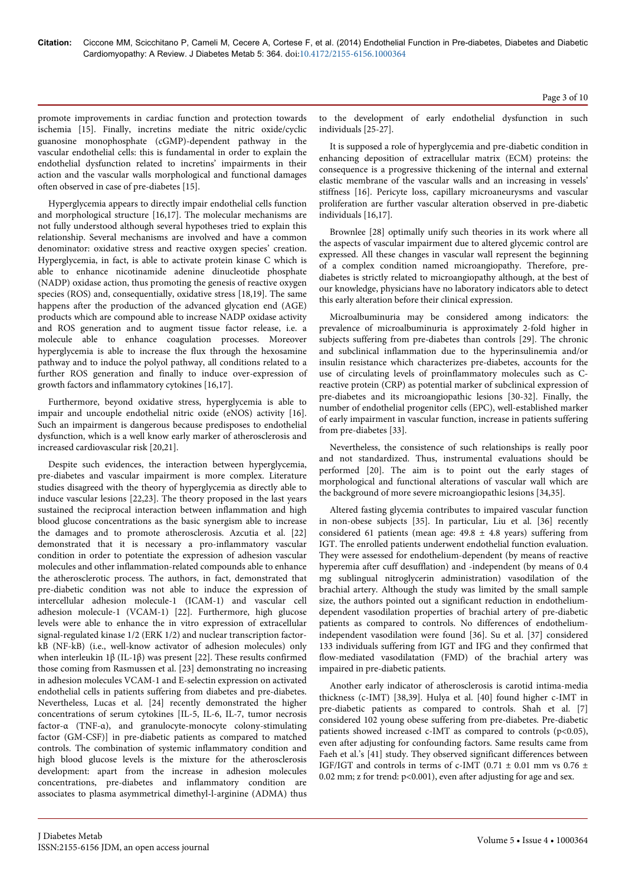promote improvements in cardiac function and protection towards ischemia [15]. Finally, incretins mediate the nitric oxide/cyclic guanosine monophosphate (cGMP)-dependent pathway in the vascular endothelial cells: this is fundamental in order to explain the endothelial dysfunction related to incretins' impairments in their action and the vascular walls morphological and functional damages often observed in case of pre-diabetes [15].

Hyperglycemia appears to directly impair endothelial cells function and morphological structure [16,17]. The molecular mechanisms are not fully understood although several hypotheses tried to explain this relationship. Several mechanisms are involved and have a common denominator: oxidative stress and reactive oxygen species' creation. Hyperglycemia, in fact, is able to activate protein kinase C which is able to enhance nicotinamide adenine dinucleotide phosphate (NADP) oxidase action, thus promoting the genesis of reactive oxygen species (ROS) and, consequentially, oxidative stress [18,19]. The same happens after the production of the advanced glycation end (AGE) products which are compound able to increase NADP oxidase activity and ROS generation and to augment tissue factor release, i.e. a molecule able to enhance coagulation processes. Moreover hyperglycemia is able to increase the flux through the hexosamine pathway and to induce the polyol pathway, all conditions related to a further ROS generation and finally to induce over-expression of growth factors and inflammatory cytokines [16,17].

Furthermore, beyond oxidative stress, hyperglycemia is able to impair and uncouple endothelial nitric oxide (eNOS) activity [16]. Such an impairment is dangerous because predisposes to endothelial dysfunction, which is a well know early marker of atherosclerosis and increased cardiovascular risk [20,21].

Despite such evidences, the interaction between hyperglycemia, pre-diabetes and vascular impairment is more complex. Literature studies disagreed with the theory of hyperglycemia as directly able to induce vascular lesions [22,23]. The theory proposed in the last years sustained the reciprocal interaction between inflammation and high blood glucose concentrations as the basic synergism able to increase the damages and to promote atherosclerosis. Azcutia et al. [22] demonstrated that it is necessary a pro-inflammatory vascular condition in order to potentiate the expression of adhesion vascular molecules and other inflammation-related compounds able to enhance the atherosclerotic process. The authors, in fact, demonstrated that pre-diabetic condition was not able to induce the expression of intercellular adhesion molecule-1 (ICAM-1) and vascular cell adhesion molecule-1 (VCAM-1) [22]. Furthermore, high glucose levels were able to enhance the in vitro expression of extracellular signal-regulated kinase 1/2 (ERK 1/2) and nuclear transcription factor-kB (NF-kB) (i.e., well-know activator of adhesion molecules) only when interleukin 1β (IL-1β) was present [22]. These results confirmed those coming from Rasmussen et al. [23] demonstrating no increasing in adhesion molecules VCAM-1 and E-selectin expression on activated endothelial cells in patients suffering from diabetes and pre-diabetes. Nevertheless, Lucas et al. [24] recently demonstrated the higher concentrations of serum cytokines [IL-5, IL-6, IL-7, tumor necrosis factor-α (TNF-α), and granulocyte-monocyte colony-stimulating factor (GM-CSF)] in pre-diabetic patients as compared to matched controls. The combination of systemic inflammatory condition and high blood glucose levels is the mixture for the atherosclerosis development: apart from the increase in adhesion molecules concentrations, pre-diabetes and inflammatory condition are associates to plasma asymmetrical dimethyl-l-arginine (ADMA) thus to the development of early endothelial dysfunction in such individuals [25-27].

It is supposed a role of hyperglycemia and pre-diabetic condition in enhancing deposition of extracellular matrix (ECM) proteins: the consequence is a progressive thickening of the internal and external elastic membrane of the vascular walls and an increasing in vessels' stiffness [16]. Pericyte loss, capillary microaneurysms and vascular proliferation are further vascular alteration observed in pre-diabetic individuals [16,17].

Brownlee [28] optimally unify such theories in its work where all the aspects of vascular impairment due to altered glycemic control are expressed. All these changes in vascular wall represent the beginning of a complex condition named microangiopathy. Therefore, pre-diabetes is strictly related to microangiopathy although, at the best of our knowledge, physicians have no laboratory indicators able to detect this early alteration before their clinical expression.

Microalbuminuria may be considered among indicators: the prevalence of microalbuminuria is approximately 2-fold higher in subjects suffering from pre-diabetes than controls [29]. The chronic and subclinical inflammation due to the hyperinsulinemia and/or insulin resistance which characterizes pre-diabetes, accounts for the use of circulating levels of proinflammatory molecules such as C-reactive protein (CRP) as potential marker of subclinical expression of pre-diabetes and its microangiopathic lesions [30-32]. Finally, the number of endothelial progenitor cells (EPC), well-established marker of early impairment in vascular function, increase in patients suffering from pre-diabetes [33].

Nevertheless, the consistence of such relationships is really poor and not standardized. Thus, instrumental evaluations should be performed [20]. The aim is to point out the early stages of morphological and functional alterations of vascular wall which are the background of more severe microangiopathic lesions [34,35].

Altered fasting glycemia contributes to impaired vascular function in non-obese subjects [35]. In particular, Liu et al. [36] recently considered 61 patients (mean age: 49.8 ± 4.8 years) suffering from IGT. The enrolled patients underwent endothelial function evaluation. They were assessed for endothelium-dependent (by means of reactive hyperemia after cuff desufflation) and -independent (by means of 0.4 mg sublingual nitroglycerin administration) vasodilation of the brachial artery. Although the study was limited by the small sample size, the authors pointed out a significant reduction in endothelium-dependent vasodilation properties of brachial artery of pre-diabetic patients as compared to controls. No differences of endothelium-independent vasodilation were found [36]. Su et al. [37] considered 133 individuals suffering from IGT and IFG and they confirmed that flow-mediated vasodilatation (FMD) of the brachial artery was impaired in pre-diabetic patients.

Another early indicator of atherosclerosis is carotid intima-media thickness (c-IMT) [38,39]. Hulya et al. [40] found higher c-IMT in pre-diabetic patients as compared to controls. Shah et al. [7] considered 102 young obese suffering from pre-diabetes. Pre-diabetic patients showed increased c-IMT as compared to controls ($p<0.05$), even after adjusting for confounding factors. Same results came from Faeh et al.'s [41] study. They observed significant differences between IGF/IGT and controls in terms of c-IMT (0.71 ± 0.01 mm vs 0.76 ± 0.02 mm; z for trend: $p<0.001$), even after adjusting for age and sex.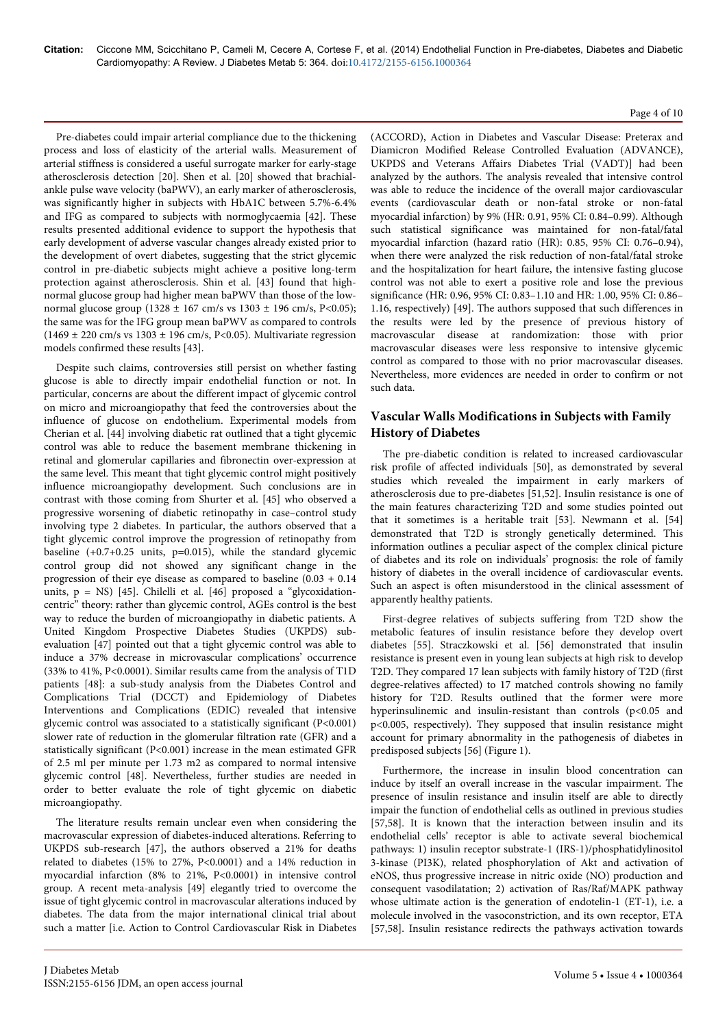Pre-diabetes could impair arterial compliance due to the thickening process and loss of elasticity of the arterial walls. Measurement of arterial stiffness is considered a useful surrogate marker for early-stage atherosclerosis detection [20]. Shen et al. [20] showed that brachial-ankle pulse wave velocity (baPWV), an early marker of atherosclerosis, was significantly higher in subjects with HbA1C between 5.7%-6.4% and IFG as compared to subjects with normoglycaemia [42]. These results presented additional evidence to support the hypothesis that early development of adverse vascular changes already existed prior to the development of overt diabetes, suggesting that the strict glycemic control in pre-diabetic subjects might achieve a positive long-term protection against atherosclerosis. Shin et al. [43] found that high-normal glucose group had higher mean baPWV than those of the low-normal glucose group (1328 ± 167 cm/s vs 1303 ± 196 cm/s, P<0.05); the same was for the IFG group mean baPWV as compared to controls (1469 ± 220 cm/s vs 1303 ± 196 cm/s, P<0.05). Multivariate regression models confirmed these results [43].

Despite such claims, controversies still persist on whether fasting glucose is able to directly impair endothelial function or not. In particular, concerns are about the different impact of glycemic control on micro and microangiopathy that feed the controversies about the influence of glucose on endothelium. Experimental models from Cherian et al. [44] involving diabetic rat outlined that a tight glycemic control was able to reduce the basement membrane thickening in retinal and glomerular capillaries and fibronectin over-expression at the same level. This meant that tight glycemic control might positively influence microangiopathy development. Such conclusions are in contrast with those coming from Shurter et al. [45] who observed a progressive worsening of diabetic retinopathy in case–control study involving type 2 diabetes. In particular, the authors observed that a tight glycemic control improve the progression of retinopathy from baseline (+0.7+0.25 units, p=0.015), while the standard glycemic control group did not showed any significant change in the progression of their eye disease as compared to baseline (0.03 + 0.14 units, p = NS) [45]. Chilelli et al. [46] proposed a "glycoxidation-centric" theory: rather than glycemic control, AGEs control is the best way to reduce the burden of microangiopathy in diabetic patients. A United Kingdom Prospective Diabetes Studies (UKPDS) sub-evaluation [47] pointed out that a tight glycemic control was able to induce a 37% decrease in microvascular complications' occurrence (33% to 41%, P<0.0001). Similar results came from the analysis of T1D patients [48]: a sub-study analysis from the Diabetes Control and Complications Trial (DCCT) and Epidemiology of Diabetes Interventions and Complications (EDIC) revealed that intensive glycemic control was associated to a statistically significant (P<0.001) slower rate of reduction in the glomerular filtration rate (GFR) and a statistically significant (P<0.001) increase in the mean estimated GFR of 2.5 ml per minute per 1.73 m2 as compared to normal intensive glycemic control [48]. Nevertheless, further studies are needed in order to better evaluate the role of tight glycemic on diabetic microangiopathy.

The literature results remain unclear even when considering the macrovascular expression of diabetes-induced alterations. Referring to UKPDS sub-research [47], the authors observed a 21% for deaths related to diabetes (15% to 27%, P<0.0001) and a 14% reduction in myocardial infarction (8% to 21%, P<0.0001) in intensive control group. A recent meta-analysis [49] elegantly tried to overcome the issue of tight glycemic control in macrovascular alterations induced by diabetes. The data from the major international clinical trial about such a matter [i.e. Action to Control Cardiovascular Risk in Diabetes (ACCORD), Action in Diabetes and Vascular Disease: Preterax and Diamicron Modified Release Controlled Evaluation (ADVANCE), UKPDS and Veterans Affairs Diabetes Trial (VADT)] had been analyzed by the authors. The analysis revealed that intensive control was able to reduce the incidence of the overall major cardiovascular events (cardiovascular death or non-fatal stroke or non-fatal myocardial infarction) by 9% (HR: 0.91, 95% CI: 0.84–0.99). Although such statistical significance was maintained for non-fatal/fatal myocardial infarction (hazard ratio (HR): 0.85, 95% CI: 0.76–0.94), when there were analyzed the risk reduction of non-fatal/fatal stroke and the hospitalization for heart failure, the intensive fasting glucose control was not able to exert a positive role and lose the previous significance (HR: 0.96, 95% CI: 0.83–1.10 and HR: 1.00, 95% CI: 0.86–1.16, respectively) [49]. The authors supposed that such differences in the results were led by the presence of previous history of macrovascular disease at randomization: those with prior macrovascular diseases were less responsive to intensive glycemic control as compared to those with no prior macrovascular diseases. Nevertheless, more evidences are needed in order to confirm or not such data.

## Vascular Walls Modifications in Subjects with Family History of Diabetes

The pre-diabetic condition is related to increased cardiovascular risk profile of affected individuals [50], as demonstrated by several studies which revealed the impairment in early markers of atherosclerosis due to pre-diabetes [51,52]. Insulin resistance is one of the main features characterizing T2D and some studies pointed out that it sometimes is a heritable trait [53]. Newmann et al. [54] demonstrated that T2D is strongly genetically determined. This information outlines a peculiar aspect of the complex clinical picture of diabetes and its role on individuals' prognosis: the role of family history of diabetes in the overall incidence of cardiovascular events. Such an aspect is often misunderstood in the clinical assessment of apparently healthy patients.

First-degree relatives of subjects suffering from T2D show the metabolic features of insulin resistance before they develop overt diabetes [55]. Straczkowski et al. [56] demonstrated that insulin resistance is present even in young lean subjects at high risk to develop T2D. They compared 17 lean subjects with family history of T2D (first degree-relatives affected) to 17 matched controls showing no family history for T2D. Results outlined that the former were more hyperinsulinemic and insulin-resistant than controls (p<0.05 and p<0.005, respectively). They supposed that insulin resistance might account for primary abnormality in the pathogenesis of diabetes in predisposed subjects [56] (Figure 1).

Furthermore, the increase in insulin blood concentration can induce by itself an overall increase in the vascular impairment. The presence of insulin resistance and insulin itself are able to directly impair the function of endothelial cells as outlined in previous studies [57,58]. It is known that the interaction between insulin and its endothelial cells' receptor is able to activate several biochemical pathways: 1) insulin receptor substrate-1 (IRS-1)/phosphatidylinositol 3-kinase (PI3K), related phosphorylation of Akt and activation of eNOS, thus progressive increase in nitric oxide (NO) production and consequent vasodilatation; 2) activation of Ras/Raf/MAPK pathway whose ultimate action is the generation of endotelin-1 (ET-1), i.e. a molecule involved in the vasoconstriction, and its own receptor, ETA [57,58]. Insulin resistance redirects the pathways activation towards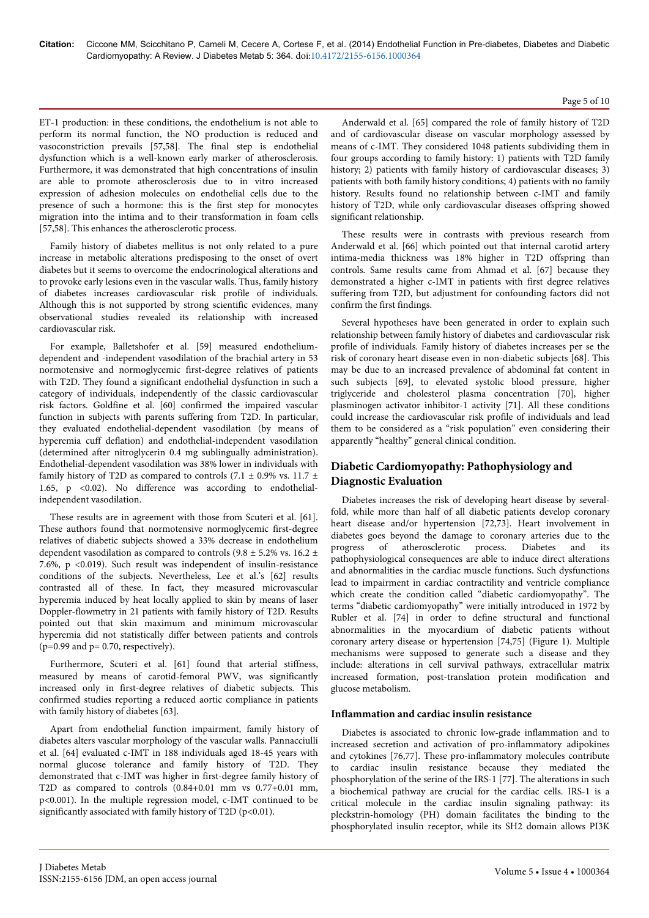ET-1 production: in these conditions, the endothelium is not able to perform its normal function, the NO production is reduced and vasoconstriction prevails [57,58]. The final step is endothelial dysfunction which is a well-known early marker of atherosclerosis. Furthermore, it was demonstrated that high concentrations of insulin are able to promote atherosclerosis due to in vitro increased expression of adhesion molecules on endothelial cells due to the presence of such a hormone: this is the first step for monocytes migration into the intima and to their transformation in foam cells [57,58]. This enhances the atherosclerotic process.

Family history of diabetes mellitus is not only related to a pure increase in metabolic alterations predisposing to the onset of overt diabetes but it seems to overcome the endocrinological alterations and to provoke early lesions even in the vascular walls. Thus, family history of diabetes increases cardiovascular risk profile of individuals. Although this is not supported by strong scientific evidences, many observational studies revealed its relationship with increased cardiovascular risk.

For example, Balletshofer et al. [59] measured endothelium-dependent and -independent vasodilation of the brachial artery in 53 normotensive and normoglycemic first-degree relatives of patients with T2D. They found a significant endothelial dysfunction in such a category of individuals, independently of the classic cardiovascular risk factors. Goldfine et al. [60] confirmed the impaired vascular function in subjects with parents suffering from T2D. In particular, they evaluated endothelial-dependent vasodilation (by means of hyperemia cuff deflation) and endothelial-independent vasodilation (determined after nitroglycerin 0.4 mg sublingually administration). Endothelial-dependent vasodilation was 38% lower in individuals with family history of T2D as compared to controls ($7.1 \pm 0.9\%$ vs. $11.7 \pm 1.65$, $p < 0.02$). No difference was according to endothelial-independent vasodilation.

These results are in agreement with those from Scuteri et al. [61]. These authors found that normotensive normoglycemic first-degree relatives of diabetic subjects showed a 33% decrease in endothelium dependent vasodilation as compared to controls ($9.8 \pm 5.2\%$ vs. $16.2 \pm 7.6\%$, $p < 0.019$). Such result was independent of insulin-resistance conditions of the subjects. Nevertheless, Lee et al.'s [62] results contrasted all of these. In fact, they measured microvascular hyperemia induced by heat locally applied to skin by means of laser Doppler-flowmetry in 21 patients with family history of T2D. Results pointed out that skin maximum and minimum microvascular hyperemia did not statistically differ between patients and controls ($p=0.99$ and $p= 0.70$, respectively).

Furthermore, Scuteri et al. [61] found that arterial stiffness, measured by means of carotid-femoral PWV, was significantly increased only in first-degree relatives of diabetic subjects. This confirmed studies reporting a reduced aortic compliance in patients with family history of diabetes [63].

Apart from endothelial function impairment, family history of diabetes alters vascular morphology of the vascular walls. Pannacciulli et al. [64] evaluated c-IMT in 188 individuals aged 18-45 years with normal glucose tolerance and family history of T2D. They demonstrated that c-IMT was higher in first-degree family history of T2D as compared to controls (0.84+0.01 mm vs 0.77+0.01 mm, $p<0.001$). In the multiple regression model, c-IMT continued to be significantly associated with family history of T2D ($p<0.01$).

Anderwald et al. [65] compared the role of family history of T2D and of cardiovascular disease on vascular morphology assessed by means of c-IMT. They considered 1048 patients subdividing them in four groups according to family history: 1) patients with T2D family history; 2) patients with family history of cardiovascular diseases; 3) patients with both family history conditions; 4) patients with no family history. Results found no relationship between c-IMT and family history of T2D, while only cardiovascular diseases offspring showed significant relationship.

These results were in contrasts with previous research from Anderwald et al. [66] which pointed out that internal carotid artery intima-media thickness was 18% higher in T2D offspring than controls. Same results came from Ahmad et al. [67] because they demonstrated a higher c-IMT in patients with first degree relatives suffering from T2D, but adjustment for confounding factors did not confirm the first findings.

Several hypotheses have been generated in order to explain such relationship between family history of diabetes and cardiovascular risk profile of individuals. Family history of diabetes increases per se the risk of coronary heart disease even in non-diabetic subjects [68]. This may be due to an increased prevalence of abdominal fat content in such subjects [69], to elevated systolic blood pressure, higher triglyceride and cholesterol plasma concentration [70], higher plasminogen activator inhibitor-1 activity [71]. All these conditions could increase the cardiovascular risk profile of individuals and lead them to be considered as a "risk population" even considering their apparently "healthy" general clinical condition.

## Diabetic Cardiomyopathy: Pathophysiology and Diagnostic Evaluation

Diabetes increases the risk of developing heart disease by several-fold, while more than half of all diabetic patients develop coronary heart disease and/or hypertension [72,73]. Heart involvement in diabetes goes beyond the damage to coronary arteries due to the progress of atherosclerotic process. Diabetes and its pathophysiological consequences are able to induce direct alterations and abnormalities in the cardiac muscle functions. Such dysfunctions lead to impairment in cardiac contractility and ventricle compliance which create the condition called "diabetic cardiomyopathy". The terms "diabetic cardiomyopathy" were initially introduced in 1972 by Rubler et al. [74] in order to define structural and functional abnormalities in the myocardium of diabetic patients without coronary artery disease or hypertension [74,75] (Figure 1). Multiple mechanisms were supposed to generate such a disease and they include: alterations in cell survival pathways, extracellular matrix increased formation, post-translation protein modification and glucose metabolism.

### Inflammation and cardiac insulin resistance

Diabetes is associated to chronic low-grade inflammation and to increased secretion and activation of pro-inflammatory adipokines and cytokines [76,77]. These pro-inflammatory molecules contribute to cardiac insulin resistance because they mediated the phosphorylation of the serine of the IRS-1 [77]. The alterations in such a biochemical pathway are crucial for the cardiac cells. IRS-1 is a critical molecule in the cardiac insulin signaling pathway: its pleckstrin-homology (PH) domain facilitates the binding to the phosphorylated insulin receptor, while its SH2 domain allows PI3K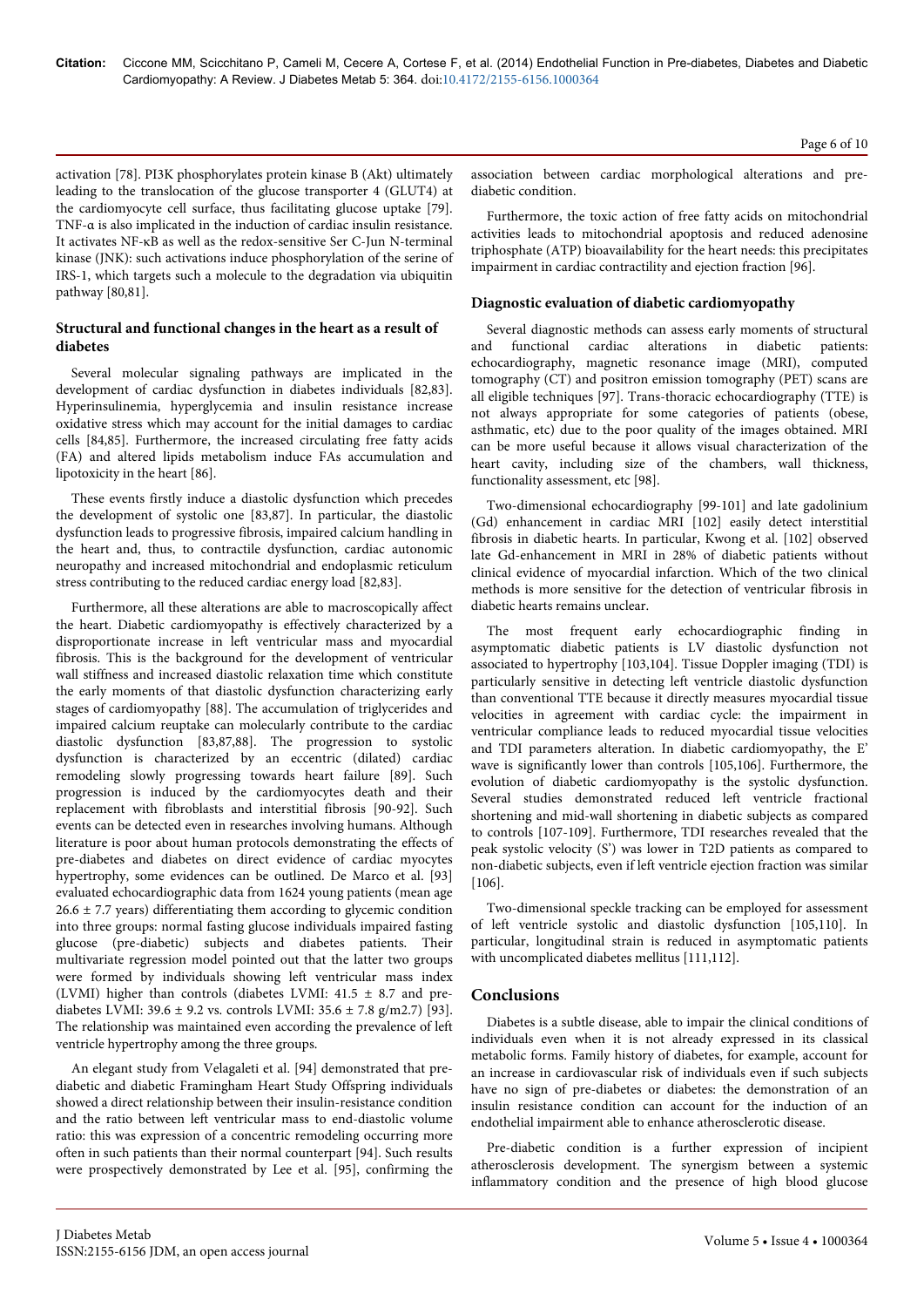activation [78]. PI3K phosphorylates protein kinase B (Akt) ultimately leading to the translocation of the glucose transporter 4 (GLUT4) at the cardiomyocyte cell surface, thus facilitating glucose uptake [79]. TNF-α is also implicated in the induction of cardiac insulin resistance. It activates NF-κB as well as the redox-sensitive Ser C-Jun N-terminal kinase (JNK): such activations induce phosphorylation of the serine of IRS-1, which targets such a molecule to the degradation via ubiquitin pathway [80,81].

### Structural and functional changes in the heart as a result of diabetes

Several molecular signaling pathways are implicated in the development of cardiac dysfunction in diabetes individuals [82,83]. Hyperinsulinemia, hyperglycemia and insulin resistance increase oxidative stress which may account for the initial damages to cardiac cells [84,85]. Furthermore, the increased circulating free fatty acids (FA) and altered lipids metabolism induce FAs accumulation and lipotoxicity in the heart [86].

These events firstly induce a diastolic dysfunction which precedes the development of systolic one [83,87]. In particular, the diastolic dysfunction leads to progressive fibrosis, impaired calcium handling in the heart and, thus, to contractile dysfunction, cardiac autonomic neuropathy and increased mitochondrial and endoplasmic reticulum stress contributing to the reduced cardiac energy load [82,83].

Furthermore, all these alterations are able to macroscopically affect the heart. Diabetic cardiomyopathy is effectively characterized by a disproportionate increase in left ventricular mass and myocardial fibrosis. This is the background for the development of ventricular wall stiffness and increased diastolic relaxation time which constitute the early moments of that diastolic dysfunction characterizing early stages of cardiomyopathy [88]. The accumulation of triglycerides and impaired calcium reuptake can molecularly contribute to the cardiac diastolic dysfunction [83,87,88]. The progression to systolic dysfunction is characterized by an eccentric (dilated) cardiac remodeling slowly progressing towards heart failure [89]. Such progression is induced by the cardiomyocytes death and their replacement with fibroblasts and interstitial fibrosis [90-92]. Such events can be detected even in researches involving humans. Although literature is poor about human protocols demonstrating the effects of pre-diabetes and diabetes on direct evidence of cardiac myocytes hypertrophy, some evidences can be outlined. De Marco et al. [93] evaluated echocardiographic data from 1624 young patients (mean age 26.6 ± 7.7 years) differentiating them according to glycemic condition into three groups: normal fasting glucose individuals impaired fasting glucose (pre-diabetic) subjects and diabetes patients. Their multivariate regression model pointed out that the latter two groups were formed by individuals showing left ventricular mass index (LVMI) higher than controls (diabetes LVMI: 41.5 ± 8.7 and pre-diabetes LVMI: 39.6 ± 9.2 vs. controls LVMI: 35.6 ± 7.8 g/m2.7) [93]. The relationship was maintained even according the prevalence of left ventricle hypertrophy among the three groups.

An elegant study from Velagaleti et al. [94] demonstrated that pre-diabetic and diabetic Framingham Heart Study Offspring individuals showed a direct relationship between their insulin-resistance condition and the ratio between left ventricular mass to end-diastolic volume ratio: this was expression of a concentric remodeling occurring more often in such patients than their normal counterpart [94]. Such results were prospectively demonstrated by Lee et al. [95], confirming the association between cardiac morphological alterations and pre-diabetic condition.

Furthermore, the toxic action of free fatty acids on mitochondrial activities leads to mitochondrial apoptosis and reduced adenosine triphosphate (ATP) bioavailability for the heart needs: this precipitates impairment in cardiac contractility and ejection fraction [96].

### Diagnostic evaluation of diabetic cardiomyopathy

Several diagnostic methods can assess early moments of structural and functional cardiac alterations in diabetic patients: echocardiography, magnetic resonance image (MRI), computed tomography (CT) and positron emission tomography (PET) scans are all eligible techniques [97]. Trans-thoracic echocardiography (TTE) is not always appropriate for some categories of patients (obese, asthmatic, etc) due to the poor quality of the images obtained. MRI can be more useful because it allows visual characterization of the heart cavity, including size of the chambers, wall thickness, functionality assessment, etc [98].

Two-dimensional echocardiography [99-101] and late gadolinium (Gd) enhancement in cardiac MRI [102] easily detect interstitial fibrosis in diabetic hearts. In particular, Kwong et al. [102] observed late Gd-enhancement in MRI in 28% of diabetic patients without clinical evidence of myocardial infarction. Which of the two clinical methods is more sensitive for the detection of ventricular fibrosis in diabetic hearts remains unclear.

The most frequent early echocardiographic finding in asymptomatic diabetic patients is LV diastolic dysfunction not associated to hypertrophy [103,104]. Tissue Doppler imaging (TDI) is particularly sensitive in detecting left ventricle diastolic dysfunction than conventional TTE because it directly measures myocardial tissue velocities in agreement with cardiac cycle: the impairment in ventricular compliance leads to reduced myocardial tissue velocities and TDI parameters alteration. In diabetic cardiomyopathy, the E' wave is significantly lower than controls [105,106]. Furthermore, the evolution of diabetic cardiomyopathy is the systolic dysfunction. Several studies demonstrated reduced left ventricle fractional shortening and mid-wall shortening in diabetic subjects as compared to controls [107-109]. Furthermore, TDI researches revealed that the peak systolic velocity (S') was lower in T2D patients as compared to non-diabetic subjects, even if left ventricle ejection fraction was similar [106].

Two-dimensional speckle tracking can be employed for assessment of left ventricle systolic and diastolic dysfunction [105,110]. In particular, longitudinal strain is reduced in asymptomatic patients with uncomplicated diabetes mellitus [111,112].

## Conclusions

Diabetes is a subtle disease, able to impair the clinical conditions of individuals even when it is not already expressed in its classical metabolic forms. Family history of diabetes, for example, account for an increase in cardiovascular risk of individuals even if such subjects have no sign of pre-diabetes or diabetes: the demonstration of an insulin resistance condition can account for the induction of an endothelial impairment able to enhance atherosclerotic disease.

Pre-diabetic condition is a further expression of incipient atherosclerosis development. The synergism between a systemic inflammatory condition and the presence of high blood glucose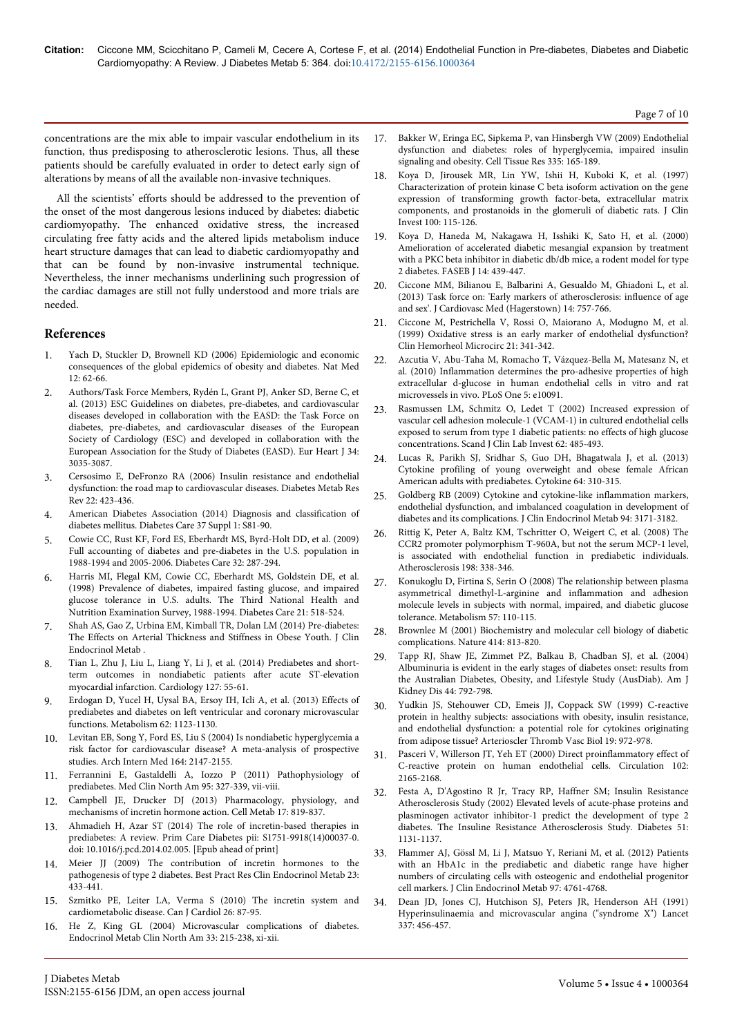concentrations are the mix able to impair vascular endothelium in its function, thus predisposing to atherosclerotic lesions. Thus, all these patients should be carefully evaluated in order to detect early sign of alterations by means of all the available non-invasive techniques.

All the scientists' efforts should be addressed to the prevention of the onset of the most dangerous lesions induced by diabetes: diabetic cardiomyopathy. The enhanced oxidative stress, the increased circulating free fatty acids and the altered lipids metabolism induce heart structure damages that can lead to diabetic cardiomyopathy and that can be found by non-invasive instrumental technique. Nevertheless, the inner mechanisms underlining such progression of the cardiac damages are still not fully understood and more trials are needed.

## References

1. Yach D, Stuckler D, Brownell KD (2006) Epidemiologic and economic consequences of the global epidemics of obesity and diabetes. Nat Med 12: 62-66.
2. Authors/Task Force Members, Rydén L, Grant PJ, Anker SD, Berne C, et al. (2013) ESC Guidelines on diabetes, pre-diabetes, and cardiovascular diseases developed in collaboration with the EASD: the Task Force on diabetes, pre-diabetes, and cardiovascular diseases of the European Society of Cardiology (ESC) and developed in collaboration with the European Association for the Study of Diabetes (EASD). Eur Heart J 34: 3035-3087.
3. Cersosimo E, DeFronzo RA (2006) Insulin resistance and endothelial dysfunction: the road map to cardiovascular diseases. Diabetes Metab Res Rev 22: 423-436.
4. American Diabetes Association (2014) Diagnosis and classification of diabetes mellitus. Diabetes Care 37 Suppl 1: S81-90.
5. Cowie CC, Rust KF, Ford ES, Eberhardt MS, Byrd-Holt DD, et al. (2009) Full accounting of diabetes and pre-diabetes in the U.S. population in 1988-1994 and 2005-2006. Diabetes Care 32: 287-294.
6. Harris MI, Flegal KM, Cowie CC, Eberhardt MS, Goldstein DE, et al. (1998) Prevalence of diabetes, impaired fasting glucose, and impaired glucose tolerance in U.S. adults. The Third National Health and Nutrition Examination Survey, 1988-1994. Diabetes Care 21: 518-524.
7. Shah AS, Gao Z, Urbina EM, Kimball TR, Dolan LM (2014) Pre-diabetes: The Effects on Arterial Thickness and Stiffness in Obese Youth. J Clin Endocrinol Metab .
8. Tian L, Zhu J, Liu L, Liang Y, Li J, et al. (2014) Prediabetes and short-term outcomes in nondiabetic patients after acute ST-elevation myocardial infarction. Cardiology 127: 55-61.
9. Erdogan D, Yucel H, Uysal BA, Ersoy IH, Icli A, et al. (2013) Effects of prediabetes and diabetes on left ventricular and coronary microvascular functions. Metabolism 62: 1123-1130.
10. Levitan EB, Song Y, Ford ES, Liu S (2004) Is nondiabetic hyperglycemia a risk factor for cardiovascular disease? A meta-analysis of prospective studies. Arch Intern Med 164: 2147-2155.
11. Ferrannini E, Gastaldelli A, Iozzo P (2011) Pathophysiology of prediabetes. Med Clin North Am 95: 327-339, vii-viii.
12. Campbell JE, Drucker DJ (2013) Pharmacology, physiology, and mechanisms of incretin hormone action. Cell Metab 17: 819-837.
13. Ahmadieh H, Azar ST (2014) The role of incretin-based therapies in prediabetes: A review. Prim Care Diabetes pii: S1751-9918(14)00037-0. doi: 10.1016/j.pcd.2014.02.005. [Epub ahead of print]
14. Meier JJ (2009) The contribution of incretin hormones to the pathogenesis of type 2 diabetes. Best Pract Res Clin Endocrinol Metab 23: 433-441.
15. Szmitko PE, Leiter LA, Verma S (2010) The incretin system and cardiometabolic disease. Can J Cardiol 26: 87-95.
16. He Z, King GL (2004) Microvascular complications of diabetes. Endocrinol Metab Clin North Am 33: 215-238, xi-xii.
17. Bakker W, Eringa EC, Sipkema P, van Hinsbergh VW (2009) Endothelial dysfunction and diabetes: roles of hyperglycemia, impaired insulin signaling and obesity. Cell Tissue Res 335: 165-189.
18. Koya D, Jirousek MR, Lin YW, Ishii H, Kuboki K, et al. (1997) Characterization of protein kinase C beta isoform activation on the gene expression of transforming growth factor-beta, extracellular matrix components, and prostanoids in the glomeruli of diabetic rats. J Clin Invest 100: 115-126.
19. Koya D, Haneda M, Nakagawa H, Isshiki K, Sato H, et al. (2000) Amelioration of accelerated diabetic mesangial expansion by treatment with a PKC beta inhibitor in diabetic db/db mice, a rodent model for type 2 diabetes. FASEB J 14: 439-447.
20. Ciccone MM, Bilianou E, Balbarini A, Gesualdo M, Ghiadoni L, et al. (2013) Task force on: 'Early markers of atherosclerosis: influence of age and sex'. J Cardiovasc Med (Hagerstown) 14: 757-766.
21. Ciccone M, Pestrichella V, Rossi O, Maiorano A, Modugno M, et al. (1999) Oxidative stress is an early marker of endothelial dysfunction? Clin Hemorheol Microcirc 21: 341-342.
22. Azcutia V, Abu-Taha M, Romacho T, Vázquez-Bella M, Matesanz N, et al. (2010) Inflammation determines the pro-adhesive properties of high extracellular d-glucose in human endothelial cells in vitro and rat microvessels in vivo. PLoS One 5: e10091.
23. Rasmussen LM, Schmitz O, Ledet T (2002) Increased expression of vascular cell adhesion molecule-1 (VCAM-1) in cultured endothelial cells exposed to serum from type 1 diabetic patients: no effects of high glucose concentrations. Scand J Clin Lab Invest 62: 485-493.
24. Lucas R, Parikh SJ, Sridhar S, Guo DH, Bhagatwala J, et al. (2013) Cytokine profiling of young overweight and obese female African American adults with prediabetes. Cytokine 64: 310-315.
25. Goldberg RB (2009) Cytokine and cytokine-like inflammation markers, endothelial dysfunction, and imbalanced coagulation in development of diabetes and its complications. J Clin Endocrinol Metab 94: 3171-3182.
26. Rittig K, Peter A, Baltz KM, Tschritter O, Weigert C, et al. (2008) The CCR2 promoter polymorphism T-960A, but not the serum MCP-1 level, is associated with endothelial function in prediabetic individuals. Atherosclerosis 198: 338-346.
27. Konukoglu D, Firtina S, Serin O (2008) The relationship between plasma asymmetrical dimethyl-L-arginine and inflammation and adhesion molecule levels in subjects with normal, impaired, and diabetic glucose tolerance. Metabolism 57: 110-115.
28. Brownlee M (2001) Biochemistry and molecular cell biology of diabetic complications. Nature 414: 813-820.
29. Tapp RJ, Shaw JE, Zimmet PZ, Balkau B, Chadban SJ, et al. (2004) Albuminuria is evident in the early stages of diabetes onset: results from the Australian Diabetes, Obesity, and Lifestyle Study (AusDiab). Am J Kidney Dis 44: 792-798.
30. Yudkin JS, Stehouwer CD, Emeis JJ, Coppack SW (1999) C-reactive protein in healthy subjects: associations with obesity, insulin resistance, and endothelial dysfunction: a potential role for cytokines originating from adipose tissue? Arterioscler Thromb Vasc Biol 19: 972-978.
31. Pasceri V, Willerson JT, Yeh ET (2000) Direct proinflammatory effect of C-reactive protein on human endothelial cells. Circulation 102: 2165-2168.
32. Festa A, D'Agostino R Jr, Tracy RP, Haffner SM; Insulin Resistance Atherosclerosis Study (2002) Elevated levels of acute-phase proteins and plasminogen activator inhibitor-1 predict the development of type 2 diabetes. The Insuline Resistance Atherosclerosis Study. Diabetes 51: 1131-1137.
33. Flammer AJ, Gössl M, Li J, Matsuo Y, Reriani M, et al. (2012) Patients with an HbA1c in the prediabetic and diabetic range have higher numbers of circulating cells with osteogenic and endothelial progenitor cell markers. J Clin Endocrinol Metab 97: 4761-4768.
34. Dean JD, Jones CJ, Hutchison SJ, Peters JR, Henderson AH (1991) Hyperinsulinaemia and microvascular angina ("syndrome X") Lancet 337: 456-457.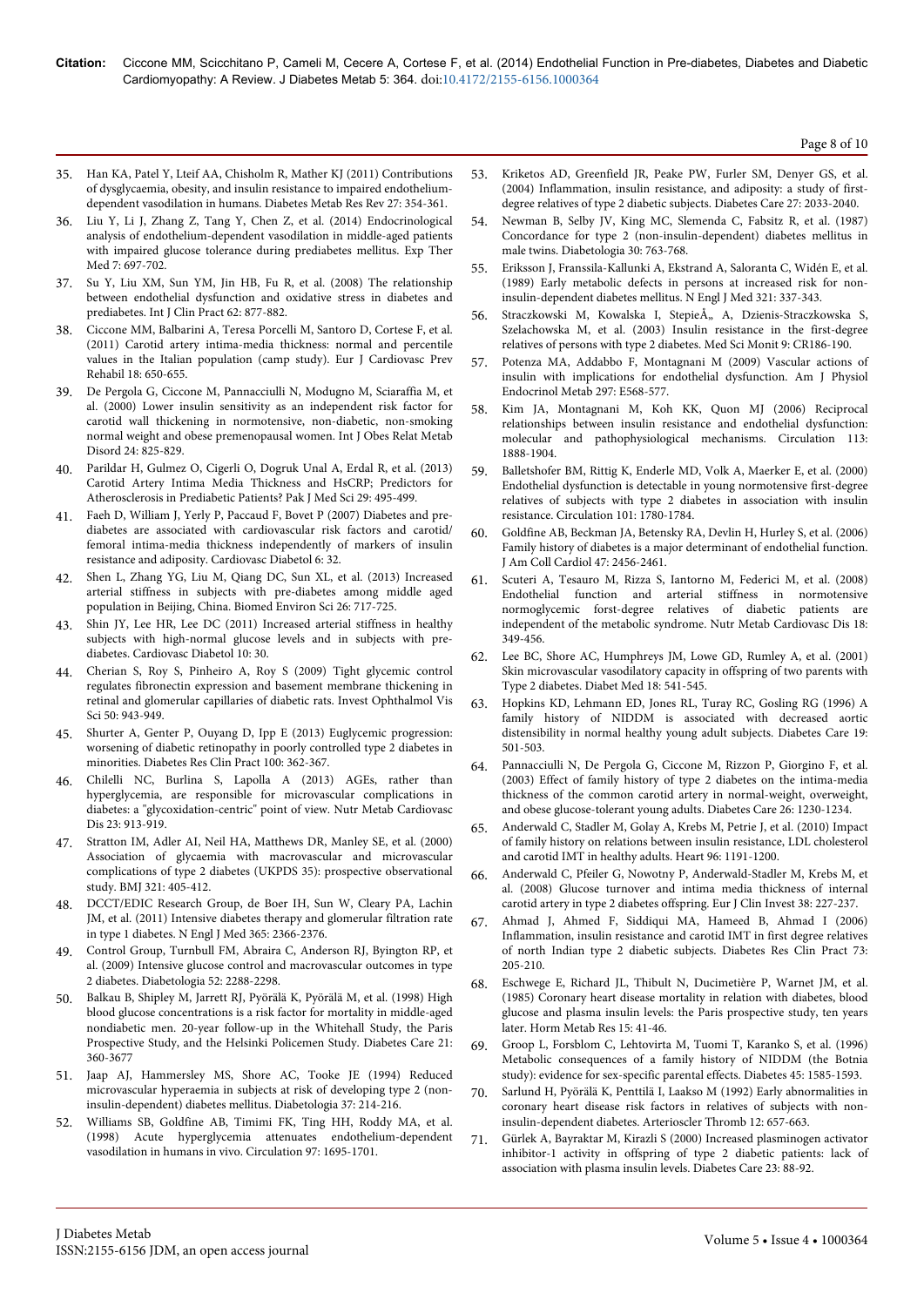35. Han KA, Patel Y, Lteif AA, Chisholm R, Mather KJ (2011) Contributions of dysglycaemia, obesity, and insulin resistance to impaired endothelium-dependent vasodilation in humans. Diabetes Metab Res Rev 27: 354-361.
36. Liu Y, Li J, Zhang Z, Tang Y, Chen Z, et al. (2014) Endocrinological analysis of endothelium-dependent vasodilation in middle-aged patients with impaired glucose tolerance during prediabetes mellitus. Exp Ther Med 7: 697-702.
37. Su Y, Liu XM, Sun YM, Jin HB, Fu R, et al. (2008) The relationship between endothelial dysfunction and oxidative stress in diabetes and prediabetes. Int J Clin Pract 62: 877-882.
38. Ciccone MM, Balbarini A, Teresa Porcelli M, Santoro D, Cortese F, et al. (2011) Carotid artery intima-media thickness: normal and percentile values in the Italian population (camp study). Eur J Cardiovasc Prev Rehabil 18: 650-655.
39. De Pergola G, Ciccone M, Pannacciulli N, Modugno M, Sciaraffia M, et al. (2000) Lower insulin sensitivity as an independent risk factor for carotid wall thickening in normotensive, non-diabetic, non-smoking normal weight and obese premenopausal women. Int J Obes Relat Metab Disord 24: 825-829.
40. Parildar H, Gulmez O, Cigerli O, Dogruk Unal A, Erdal R, et al. (2013) Carotid Artery Intima Media Thickness and HsCRP; Predictors for Atherosclerosis in Prediabetic Patients? Pak J Med Sci 29: 495-499.
41. Faeh D, William J, Yerly P, Paccaud F, Bovet P (2007) Diabetes and pre-diabetes are associated with cardiovascular risk factors and carotid/femoral intima-media thickness independently of markers of insulin resistance and adiposity. Cardiovasc Diabetol 6: 32.
42. Shen L, Zhang YG, Liu M, Qiang DC, Sun XL, et al. (2013) Increased arterial stiffness in subjects with pre-diabetes among middle aged population in Beijing, China. Biomed Environ Sci 26: 717-725.
43. Shin JY, Lee HR, Lee DC (2011) Increased arterial stiffness in healthy subjects with high-normal glucose levels and in subjects with pre-diabetes. Cardiovasc Diabetol 10: 30.
44. Cherian S, Roy S, Pinheiro A, Roy S (2009) Tight glycemic control regulates fibronectin expression and basement membrane thickening in retinal and glomerular capillaries of diabetic rats. Invest Ophthalmol Vis Sci 50: 943-949.
45. Shurter A, Genter P, Ouyang D, Ipp E (2013) Euglycemic progression: worsening of diabetic retinopathy in poorly controlled type 2 diabetes in minorities. Diabetes Res Clin Pract 100: 362-367.
46. Chilelli NC, Burlina S, Lapolla A (2013) AGEs, rather than hyperglycemia, are responsible for microvascular complications in diabetes: a "glycoxidation-centric" point of view. Nutr Metab Cardiovasc Dis 23: 913-919.
47. Stratton IM, Adler AI, Neil HA, Matthews DR, Manley SE, et al. (2000) Association of glycaemia with macrovascular and microvascular complications of type 2 diabetes (UKPDS 35): prospective observational study. BMJ 321: 405-412.
48. DCCT/EDIC Research Group, de Boer IH, Sun W, Cleary PA, Lachin JM, et al. (2011) Intensive diabetes therapy and glomerular filtration rate in type 1 diabetes. N Engl J Med 365: 2366-2376.
49. Control Group, Turnbull FM, Abraira C, Anderson RJ, Byington RP, et al. (2009) Intensive glucose control and macrovascular outcomes in type 2 diabetes. Diabetologia 52: 2288-2298.
50. Balkau B, Shipley M, Jarrett RJ, Pyörälä K, Pyörälä M, et al. (1998) High blood glucose concentrations is a risk factor for mortality in middle-aged nondiabetic men. 20-year follow-up in the Whitehall Study, the Paris Prospective Study, and the Helsinki Policemen Study. Diabetes Care 21: 360-3677
51. Jaap AJ, Hammersley MS, Shore AC, Tooke JE (1994) Reduced microvascular hyperaemia in subjects at risk of developing type 2 (non-insulin-dependent) diabetes mellitus. Diabetologia 37: 214-216.
52. Williams SB, Goldfine AB, Timimi FK, Ting HH, Roddy MA, et al. (1998) Acute hyperglycemia attenuates endothelium-dependent vasodilation in humans in vivo. Circulation 97: 1695-1701.
53. Kriketos AD, Greenfield JR, Peake PW, Furler SM, Denyer GS, et al. (2004) Inflammation, insulin resistance, and adiposity: a study of first-degree relatives of type 2 diabetic subjects. Diabetes Care 27: 2033-2040.
54. Newman B, Selby JV, King MC, Slemenda C, Fabsitz R, et al. (1987) Concordance for type 2 (non-insulin-dependent) diabetes mellitus in male twins. Diabetologia 30: 763-768.
55. Eriksson J, Franssila-Kallunki A, Ekstrand A, Saloranta C, Widén E, et al. (1989) Early metabolic defects in persons at increased risk for non-insulin-dependent diabetes mellitus. N Engl J Med 321: 337-343.
56. Straczkowski M, Kowalska I, StepieÅ„ A, Dzienis-Straczkowska S, Szelachowska M, et al. (2003) Insulin resistance in the first-degree relatives of persons with type 2 diabetes. Med Sci Monit 9: CR186-190.
57. Potenza MA, Addabbo F, Montagnani M (2009) Vascular actions of insulin with implications for endothelial dysfunction. Am J Physiol Endocrinol Metab 297: E568-577.
58. Kim JA, Montagnani M, Koh KK, Quon MJ (2006) Reciprocal relationships between insulin resistance and endothelial dysfunction: molecular and pathophysiological mechanisms. Circulation 113: 1888-1904.
59. Balletshofer BM, Rittig K, Enderle MD, Volk A, Maerker E, et al. (2000) Endothelial dysfunction is detectable in young normotensive first-degree relatives of subjects with type 2 diabetes in association with insulin resistance. Circulation 101: 1780-1784.
60. Goldfine AB, Beckman JA, Betensky RA, Devlin H, Hurley S, et al. (2006) Family history of diabetes is a major determinant of endothelial function. J Am Coll Cardiol 47: 2456-2461.
61. Scuteri A, Tesauro M, Rizza S, Iantorno M, Federici M, et al. (2008) Endothelial function and arterial stiffness in normotensive normoglycemic forst-degree relatives of diabetic patients are independent of the metabolic syndrome. Nutr Metab Cardiovasc Dis 18: 349-456.
62. Lee BC, Shore AC, Humphreys JM, Lowe GD, Rumley A, et al. (2001) Skin microvascular vasodilatory capacity in offspring of two parents with Type 2 diabetes. Diabet Med 18: 541-545.
63. Hopkins KD, Lehmann ED, Jones RL, Turay RC, Gosling RG (1996) A family history of NIDDM is associated with decreased aortic distensibility in normal healthy young adult subjects. Diabetes Care 19: 501-503.
64. Pannacciulli N, De Pergola G, Ciccone M, Rizzon P, Giorgino F, et al. (2003) Effect of family history of type 2 diabetes on the intima-media thickness of the common carotid artery in normal-weight, overweight, and obese glucose-tolerant young adults. Diabetes Care 26: 1230-1234.
65. Anderwald C, Stadler M, Golay A, Krebs M, Petrie J, et al. (2010) Impact of family history on relations between insulin resistance, LDL cholesterol and carotid IMT in healthy adults. Heart 96: 1191-1200.
66. Anderwald C, Pfeiler G, Nowotny P, Anderwald-Stadler M, Krebs M, et al. (2008) Glucose turnover and intima media thickness of internal carotid artery in type 2 diabetes offspring. Eur J Clin Invest 38: 227-237.
67. Ahmad J, Ahmed F, Siddiqui MA, Hameed B, Ahmad I (2006) Inflammation, insulin resistance and carotid IMT in first degree relatives of north Indian type 2 diabetic subjects. Diabetes Res Clin Pract 73: 205-210.
68. Eschwege E, Richard JL, Thibult N, Ducimetière P, Warnet JM, et al. (1985) Coronary heart disease mortality in relation with diabetes, blood glucose and plasma insulin levels: the Paris prospective study, ten years later. Horm Metab Res 15: 41-46.
69. Groop L, Forsblom C, Lehtovirta M, Tuomi T, Karanko S, et al. (1996) Metabolic consequences of a family history of NIDDM (the Botnia study): evidence for sex-specific parental effects. Diabetes 45: 1585-1593.
70. Sarlund H, Pyörälä K, Penttilä I, Laakso M (1992) Early abnormalities in coronary heart disease risk factors in relatives of subjects with non-insulin-dependent diabetes. Arterioscler Thromb 12: 657-663.
71. Gürlek A, Bayraktar M, Kirazli S (2000) Increased plasminogen activator inhibitor-1 activity in offspring of type 2 diabetic patients: lack of association with plasma insulin levels. Diabetes Care 23: 88-92.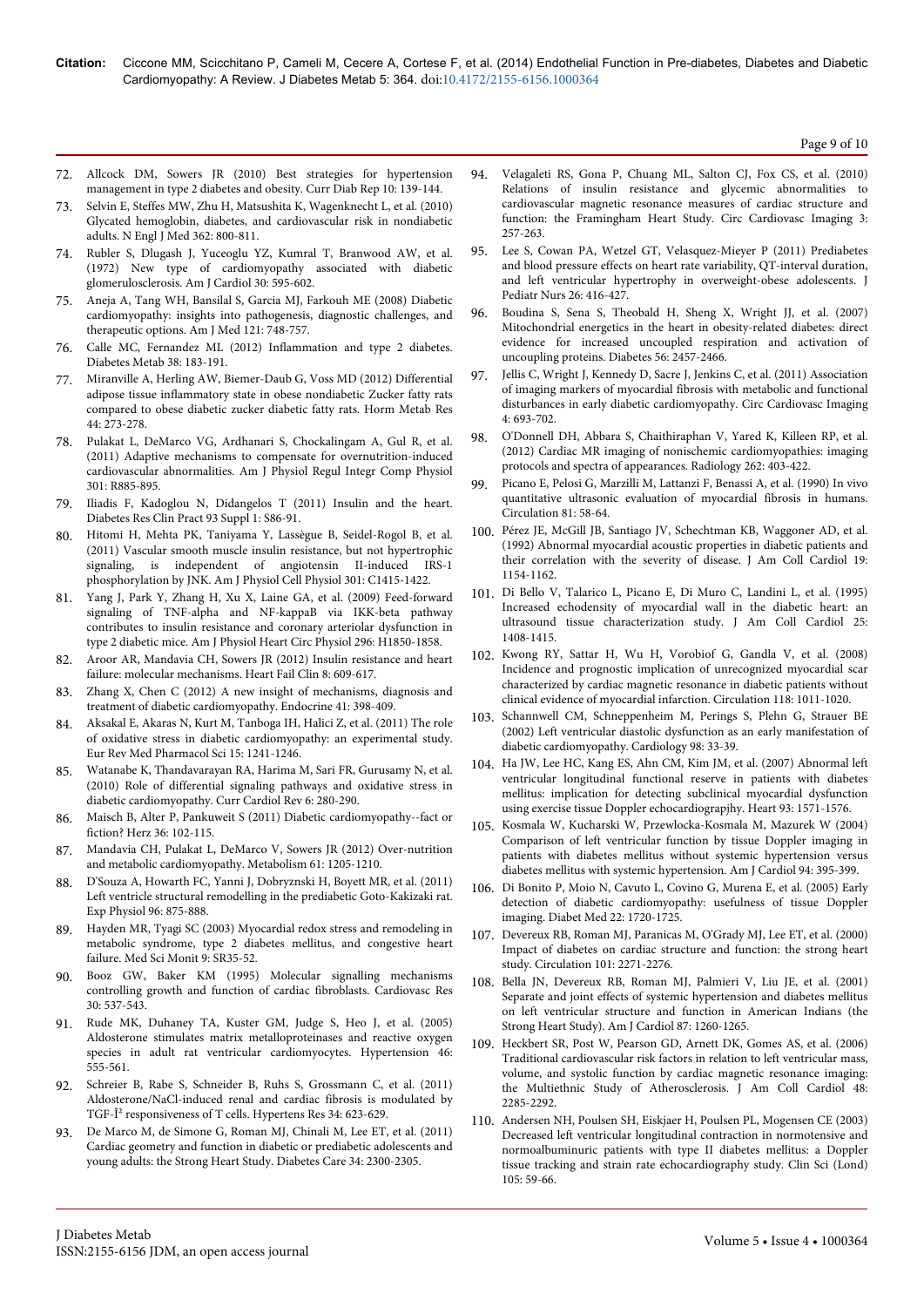72. Allcock DM, Sowers JR (2010) Best strategies for hypertension management in type 2 diabetes and obesity. Curr Diab Rep 10: 139-144.
73. Selvin E, Steffes MW, Zhu H, Matsushita K, Wagenknecht L, et al. (2010) Glycated hemoglobin, diabetes, and cardiovascular risk in nondiabetic adults. N Engl J Med 362: 800-811.
74. Rubler S, Dlugash J, Yuceoglu YZ, Kumral T, Branwood AW, et al. (1972) New type of cardiomyopathy associated with diabetic glomerulosclerosis. Am J Cardiol 30: 595-602.
75. Aneja A, Tang WH, Bansilal S, Garcia MJ, Farkouh ME (2008) Diabetic cardiomyopathy: insights into pathogenesis, diagnostic challenges, and therapeutic options. Am J Med 121: 748-757.
76. Calle MC, Fernandez ML (2012) Inflammation and type 2 diabetes. Diabetes Metab 38: 183-191.
77. Miranville A, Herling AW, Biemer-Daub G, Voss MD (2012) Differential adipose tissue inflammatory state in obese nondiabetic Zucker fatty rats compared to obese diabetic zucker diabetic fatty rats. Horm Metab Res 44: 273-278.
78. Pulakat L, DeMarco VG, Ardhanari S, Chockalingam A, Gul R, et al. (2011) Adaptive mechanisms to compensate for overnutrition-induced cardiovascular abnormalities. Am J Physiol Regul Integr Comp Physiol 301: R885-895.
79. Iliadis F, Kadoglou N, Didangelos T (2011) Insulin and the heart. Diabetes Res Clin Pract 93 Suppl 1: S86-91.
80. Hitomi H, Mehta PK, Taniyama Y, Lassègue B, Seidel-Rogol B, et al. (2011) Vascular smooth muscle insulin resistance, but not hypertrophic signaling, is independent of angiotensin II-induced IRS-1 phosphorylation by JNK. Am J Physiol Cell Physiol 301: C1415-1422.
81. Yang J, Park Y, Zhang H, Xu X, Laine GA, et al. (2009) Feed-forward signaling of TNF-alpha and NF-kappaB via IKK-beta pathway contributes to insulin resistance and coronary arteriolar dysfunction in type 2 diabetic mice. Am J Physiol Heart Circ Physiol 296: H1850-1858.
82. Aroor AR, Mandavia CH, Sowers JR (2012) Insulin resistance and heart failure: molecular mechanisms. Heart Fail Clin 8: 609-617.
83. Zhang X, Chen C (2012) A new insight of mechanisms, diagnosis and treatment of diabetic cardiomyopathy. Endocrine 41: 398-409.
84. Aksakal E, Akaras N, Kurt M, Tanboga IH, Halici Z, et al. (2011) The role of oxidative stress in diabetic cardiomyopathy: an experimental study. Eur Rev Med Pharmacol Sci 15: 1241-1246.
85. Watanabe K, Thandavarayan RA, Harima M, Sari FR, Gurusamy N, et al. (2010) Role of differential signaling pathways and oxidative stress in diabetic cardiomyopathy. Curr Cardiol Rev 6: 280-290.
86. Maisch B, Alter P, Pankuweit S (2011) Diabetic cardiomyopathy--fact or fiction? Herz 36: 102-115.
87. Mandavia CH, Pulakat L, DeMarco V, Sowers JR (2012) Over-nutrition and metabolic cardiomyopathy. Metabolism 61: 1205-1210.
88. D'Souza A, Howarth FC, Yanni J, Dobryznski H, Boyett MR, et al. (2011) Left ventricle structural remodelling in the prediabetic Goto-Kakizaki rat. Exp Physiol 96: 875-888.
89. Hayden MR, Tyagi SC (2003) Myocardial redox stress and remodeling in metabolic syndrome, type 2 diabetes mellitus, and congestive heart failure. Med Sci Monit 9: SR35-52.
90. Booz GW, Baker KM (1995) Molecular signalling mechanisms controlling growth and function of cardiac fibroblasts. Cardiovasc Res 30: 537-543.
91. Rude MK, Duhaney TA, Kuster GM, Judge S, Heo J, et al. (2005) Aldosterone stimulates matrix metalloproteinases and reactive oxygen species in adult rat ventricular cardiomyocytes. Hypertension 46: 555-561.
92. Schreier B, Rabe S, Schneider B, Ruhs S, Grossmann C, et al. (2011) Aldosterone/NaCl-induced renal and cardiac fibrosis is modulated by TGF-Î² responsiveness of T cells. Hypertens Res 34: 623-629.
93. De Marco M, de Simone G, Roman MJ, Chinali M, Lee ET, et al. (2011) Cardiac geometry and function in diabetic or prediabetic adolescents and young adults: the Strong Heart Study. Diabetes Care 34: 2300-2305.
94. Velagaleti RS, Gona P, Chuang ML, Salton CJ, Fox CS, et al. (2010) Relations of insulin resistance and glycemic abnormalities to cardiovascular magnetic resonance measures of cardiac structure and function: the Framingham Heart Study. Circ Cardiovasc Imaging 3: 257-263.
95. Lee S, Cowan PA, Wetzel GT, Velasquez-Mieyer P (2011) Prediabetes and blood pressure effects on heart rate variability, QT-interval duration, and left ventricular hypertrophy in overweight-obese adolescents. J Pediatr Nurs 26: 416-427.
96. Boudina S, Sena S, Theobald H, Sheng X, Wright JJ, et al. (2007) Mitochondrial energetics in the heart in obesity-related diabetes: direct evidence for increased uncoupled respiration and activation of uncoupling proteins. Diabetes 56: 2457-2466.
97. Jellis C, Wright J, Kennedy D, Sacre J, Jenkins C, et al. (2011) Association of imaging markers of myocardial fibrosis with metabolic and functional disturbances in early diabetic cardiomyopathy. Circ Cardiovasc Imaging 4: 693-702.
98. O'Donnell DH, Abbara S, Chaithiraphan V, Yared K, Killeen RP, et al. (2012) Cardiac MR imaging of nonischemic cardiomyopathies: imaging protocols and spectra of appearances. Radiology 262: 403-422.
99. Picano E, Pelosi G, Marzilli M, Lattanzi F, Benassi A, et al. (1990) In vivo quantitative ultrasonic evaluation of myocardial fibrosis in humans. Circulation 81: 58-64.
100. Pérez JE, McGill JB, Santiago JV, Schechtman KB, Waggoner AD, et al. (1992) Abnormal myocardial acoustic properties in diabetic patients and their correlation with the severity of disease. J Am Coll Cardiol 19: 1154-1162.
101. Di Bello V, Talarico L, Picano E, Di Muro C, Landini L, et al. (1995) Increased echodensity of myocardial wall in the diabetic heart: an ultrasound tissue characterization study. J Am Coll Cardiol 25: 1408-1415.
102. Kwong RY, Sattar H, Wu H, Vorobiof G, Gandla V, et al. (2008) Incidence and prognostic implication of unrecognized myocardial scar characterized by cardiac magnetic resonance in diabetic patients without clinical evidence of myocardial infarction. Circulation 118: 1011-1020.
103. Schannwell CM, Schneppenheim M, Perings S, Plehn G, Strauer BE (2002) Left ventricular diastolic dysfunction as an early manifestation of diabetic cardiomyopathy. Cardiology 98: 33-39.
104. Ha JW, Lee HC, Kang ES, Ahn CM, Kim JM, et al. (2007) Abnormal left ventricular longitudinal functional reserve in patients with diabetes mellitus: implication for detecting subclinical myocardial dysfunction using exercise tissue Doppler echocardiograpjhy. Heart 93: 1571-1576.
105. Kosmala W, Kucharski W, Przewlocka-Kosmala M, Mazurek W (2004) Comparison of left ventricular function by tissue Doppler imaging in patients with diabetes mellitus without systemic hypertension versus diabetes mellitus with systemic hypertension. Am J Cardiol 94: 395-399.
106. Di Bonito P, Moio N, Cavuto L, Covino G, Murena E, et al. (2005) Early detection of diabetic cardiomyopathy: usefulness of tissue Doppler imaging. Diabet Med 22: 1720-1725.
107. Devereux RB, Roman MJ, Paranicas M, O'Grady MJ, Lee ET, et al. (2000) Impact of diabetes on cardiac structure and function: the strong heart study. Circulation 101: 2271-2276.
108. Bella JN, Devereux RB, Roman MJ, Palmieri V, Liu JE, et al. (2001) Separate and joint effects of systemic hypertension and diabetes mellitus on left ventricular structure and function in American Indians (the Strong Heart Study). Am J Cardiol 87: 1260-1265.
109. Heckbert SR, Post W, Pearson GD, Arnett DK, Gomes AS, et al. (2006) Traditional cardiovascular risk factors in relation to left ventricular mass, volume, and systolic function by cardiac magnetic resonance imaging: the Multiethnic Study of Atherosclerosis. J Am Coll Cardiol 48: 2285-2292.
110. Andersen NH, Poulsen SH, Eiskjaer H, Poulsen PL, Mogensen CE (2003) Decreased left ventricular longitudinal contraction in normotensive and normoalbuminuric patients with type II diabetes mellitus: a Doppler tissue tracking and strain rate echocardiography study. Clin Sci (Lond) 105: 59-66.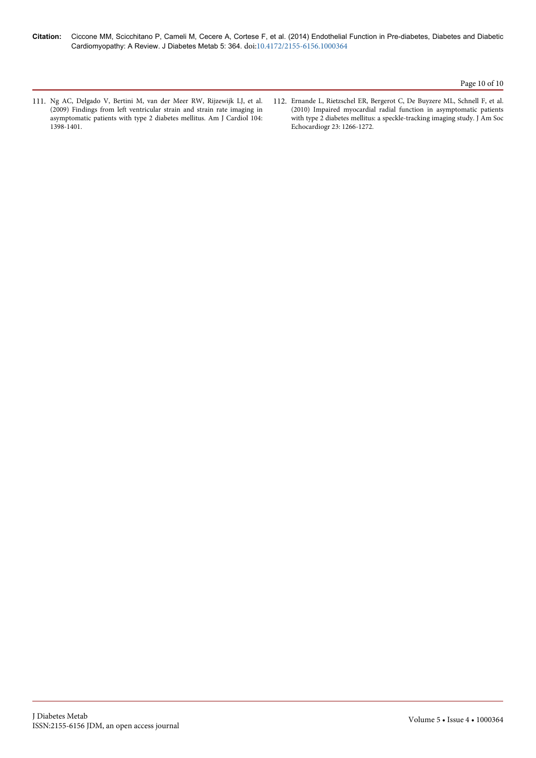111. Ng AC, Delgado V, Bertini M, van der Meer RW, Rijzewijk LJ, et al. (2009) Findings from left ventricular strain and strain rate imaging in asymptomatic patients with type 2 diabetes mellitus. Am J Cardiol 104: 1398-1401.

112. Ernande L, Rietzschel ER, Bergerot C, De Buyzere ML, Schnell F, et al. (2010) Impaired myocardial radial function in asymptomatic patients with type 2 diabetes mellitus: a speckle-tracking imaging study. J Am Soc Echocardiogr 23: 1266-1272.